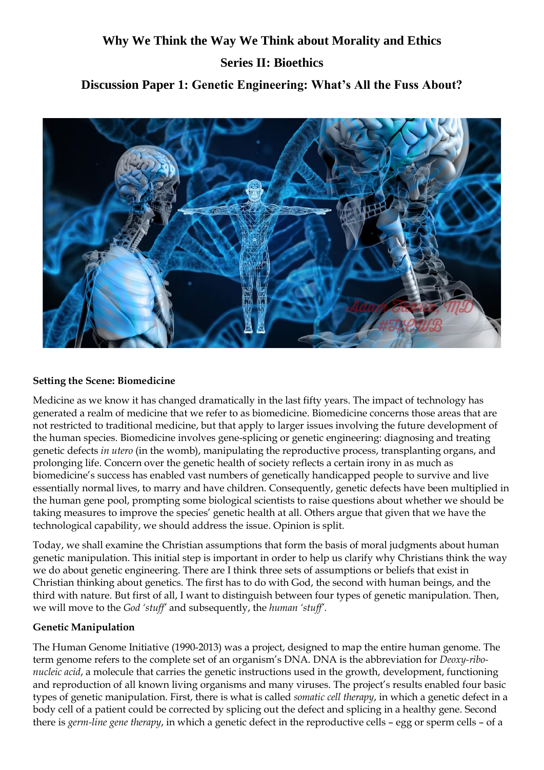# Why We Think the Way We Think about Morality and Ethics

## Series II: Bioethics

## Discussion Paper 1: Genetic Engineering: What's All the Fuss About?

### Setting the Scene: Biomedicine

Medicine as we know it has changed dramatically in the last fifty years. The impact of technology has generated a realm of medicine that we refer to as biomedicine. Biomedicine concerns those areas that are not restricted to traditional medicine, but that apply to larger issues involving the future development of the human species. Biomedicine involves gene-splicing or genetic engineering: diagnosing and treating genetic defects *in utero* (in the womb), manipulating the reproductive process, transplanting organs, and prolonging life. Concern over the genetic health of society reflects a certain irony in as much as biomedicine's success has enabled vast numbers of genetically handicapped people to survive and live essentially normal lives, to marry and have children. Consequently, genetic defects have been multiplied in the human gene pool, prompting some biological scientists to raise questions about whether we should be taking measures to improve the species' genetic health at all. Others argue that given that we have the technological capability, we should address the issue. Opinion is split.

Today, we shall examine the Christian assumptions that form the basis of moral judgments about human genetic manipulation. This initial step is important in order to help us clarify why Christians think the way we do about genetic engineering. There are I think three sets of assumptions or beliefs that exist in Christian thinking about genetics. The first has to do with God, the second with human beings, and the third with nature. But first of all, I want to distinguish between four types of genetic manipulation. Then, we will move to the *God 'stuff'* and subsequently, the *human 'stuff'*.

### Genetic Manipulation

The Human Genome Initiative (1990-2013) was a project, designed to map the entire human genome. The term genome refers to the complete set of an organism's DNA. DNA is the abbreviation for *Deoxy-ribo-nucleic acid*, a molecule that carries the genetic instructions used in the growth, development, functioning and reproduction of all known living organisms and many viruses. The project's results enabled four basic types of genetic manipulation. First, there is what is called *somatic cell therapy*, in which a genetic defect in a body cell of a patient could be corrected by splicing out the defect and splicing in a healthy gene. Second there is *germ-line gene therapy*, in which a genetic defect in the reproductive cells – egg or sperm cells – of a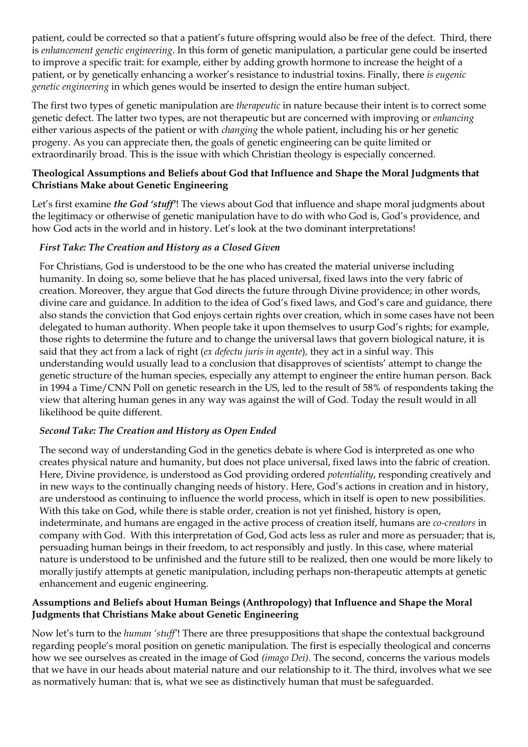patient, could be corrected so that a patient's future offspring would also be free of the defect. Third, there is *enhancement genetic engineering*. In this form of genetic manipulation, a particular gene could be inserted to improve a specific trait: for example, either by adding growth hormone to increase the height of a patient, or by genetically enhancing a worker's resistance to industrial toxins. Finally, there *is eugenic genetic engineering* in which genes would be inserted to design the entire human subject.

The first two types of genetic manipulation are *therapeutic* in nature because their intent is to correct some genetic defect. The latter two types, are not therapeutic but are concerned with improving or *enhancing* either various aspects of the patient or with *changing* the whole patient, including his or her genetic progeny. As you can appreciate then, the goals of genetic engineering can be quite limited or extraordinarily broad. This is the issue with which Christian theology is especially concerned.

**Theological Assumptions and Beliefs about God that Influence and Shape the Moral Judgments that Christians Make about Genetic Engineering**

Let's first examine ***the God 'stuff'***! The views about God that influence and shape moral judgments about the legitimacy or otherwise of genetic manipulation have to do with who God is, God's providence, and how God acts in the world and in history. Let's look at the two dominant interpretations!

***First Take: The Creation and History as a Closed Given***

For Christians, God is understood to be the one who has created the material universe including humanity. In doing so, some believe that he has placed universal, fixed laws into the very fabric of creation. Moreover, they argue that God directs the future through Divine providence; in other words, divine care and guidance. In addition to the idea of God's fixed laws, and God's care and guidance, there also stands the conviction that God enjoys certain rights over creation, which in some cases have not been delegated to human authority. When people take it upon themselves to usurp God's rights; for example, those rights to determine the future and to change the universal laws that govern biological nature, it is said that they act from a lack of right (*ex defectu juris in agente*), they act in a sinful way. This understanding would usually lead to a conclusion that disapproves of scientists' attempt to change the genetic structure of the human species, especially any attempt to engineer the entire human person. Back in 1994 a Time/CNN Poll on genetic research in the US, led to the result of 58% of respondents taking the view that altering human genes in any way was against the will of God. Today the result would in all likelihood be quite different.

***Second Take: The Creation and History as Open Ended***

The second way of understanding God in the genetics debate is where God is interpreted as one who creates physical nature and humanity, but does not place universal, fixed laws into the fabric of creation. Here, Divine providence, is understood as God providing ordered *potentiality*, responding creatively and in new ways to the continually changing needs of history. Here, God's actions in creation and in history, are understood as continuing to influence the world process, which in itself is open to new possibilities. With this take on God, while there is stable order, creation is not yet finished, history is open, indeterminate, and humans are engaged in the active process of creation itself, humans are *co-creators* in company with God. With this interpretation of God, God acts less as ruler and more as persuader; that is, persuading human beings in their freedom, to act responsibly and justly. In this case, where material nature is understood to be unfinished and the future still to be realized, then one would be more likely to morally justify attempts at genetic manipulation, including perhaps non-therapeutic attempts at genetic enhancement and eugenic engineering.

**Assumptions and Beliefs about Human Beings (Anthropology) that Influence and Shape the Moral Judgments that Christians Make about Genetic Engineering**

Now let's turn to the *human 'stuff'*! There are three presuppositions that shape the contextual background regarding people's moral position on genetic manipulation. The first is especially theological and concerns how we see ourselves as created in the image of God *(imago Dei)*. The second, concerns the various models that we have in our heads about material nature and our relationship to it. The third, involves what we see as normatively human: that is, what we see as distinctively human that must be safeguarded.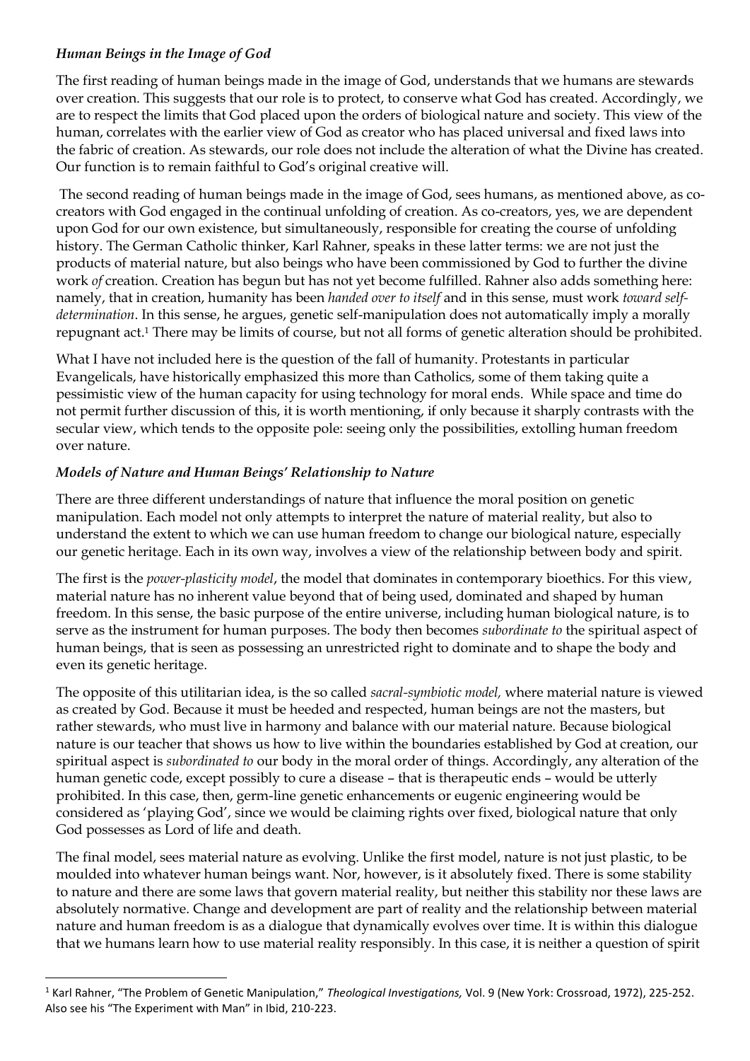### *Human Beings in the Image of God*

The first reading of human beings made in the image of God, understands that we humans are stewards over creation. This suggests that our role is to protect, to conserve what God has created. Accordingly, we are to respect the limits that God placed upon the orders of biological nature and society. This view of the human, correlates with the earlier view of God as creator who has placed universal and fixed laws into the fabric of creation. As stewards, our role does not include the alteration of what the Divine has created. Our function is to remain faithful to God's original creative will.

The second reading of human beings made in the image of God, sees humans, as mentioned above, as co-creators with God engaged in the continual unfolding of creation. As co-creators, yes, we are dependent upon God for our own existence, but simultaneously, responsible for creating the course of unfolding history. The German Catholic thinker, Karl Rahner, speaks in these latter terms: we are not just the products of material nature, but also beings who have been commissioned by God to further the divine work *of* creation. Creation has begun but has not yet become fulfilled. Rahner also adds something here: namely, that in creation, humanity has been *handed over to itself* and in this sense, must work *toward self-determination*. In this sense, he argues, genetic self-manipulation does not automatically imply a morally repugnant act.[1] There may be limits of course, but not all forms of genetic alteration should be prohibited.

What I have not included here is the question of the fall of humanity. Protestants in particular Evangelicals, have historically emphasized this more than Catholics, some of them taking quite a pessimistic view of the human capacity for using technology for moral ends. While space and time do not permit further discussion of this, it is worth mentioning, if only because it sharply contrasts with the secular view, which tends to the opposite pole: seeing only the possibilities, extolling human freedom over nature.

### *Models of Nature and Human Beings' Relationship to Nature*

There are three different understandings of nature that influence the moral position on genetic manipulation. Each model not only attempts to interpret the nature of material reality, but also to understand the extent to which we can use human freedom to change our biological nature, especially our genetic heritage. Each in its own way, involves a view of the relationship between body and spirit.

The first is the *power-plasticity model*, the model that dominates in contemporary bioethics. For this view, material nature has no inherent value beyond that of being used, dominated and shaped by human freedom. In this sense, the basic purpose of the entire universe, including human biological nature, is to serve as the instrument for human purposes. The body then becomes *subordinate to* the spiritual aspect of human beings, that is seen as possessing an unrestricted right to dominate and to shape the body and even its genetic heritage.

The opposite of this utilitarian idea, is the so called *sacral-symbiotic model,* where material nature is viewed as created by God. Because it must be heeded and respected, human beings are not the masters, but rather stewards, who must live in harmony and balance with our material nature. Because biological nature is our teacher that shows us how to live within the boundaries established by God at creation, our spiritual aspect is *subordinated to* our body in the moral order of things. Accordingly, any alteration of the human genetic code, except possibly to cure a disease – that is therapeutic ends – would be utterly prohibited. In this case, then, germ-line genetic enhancements or eugenic engineering would be considered as 'playing God', since we would be claiming rights over fixed, biological nature that only God possesses as Lord of life and death.

The final model, sees material nature as evolving. Unlike the first model, nature is not just plastic, to be moulded into whatever human beings want. Nor, however, is it absolutely fixed. There is some stability to nature and there are some laws that govern material reality, but neither this stability nor these laws are absolutely normative. Change and development are part of reality and the relationship between material nature and human freedom is as a dialogue that dynamically evolves over time. It is within this dialogue that we humans learn how to use material reality responsibly. In this case, it is neither a question of spirit

---

[1] Karl Rahner, "The Problem of Genetic Manipulation," *Theological Investigations,* Vol. 9 (New York: Crossroad, 1972), 225-252. Also see his "The Experiment with Man" in Ibid, 210-223.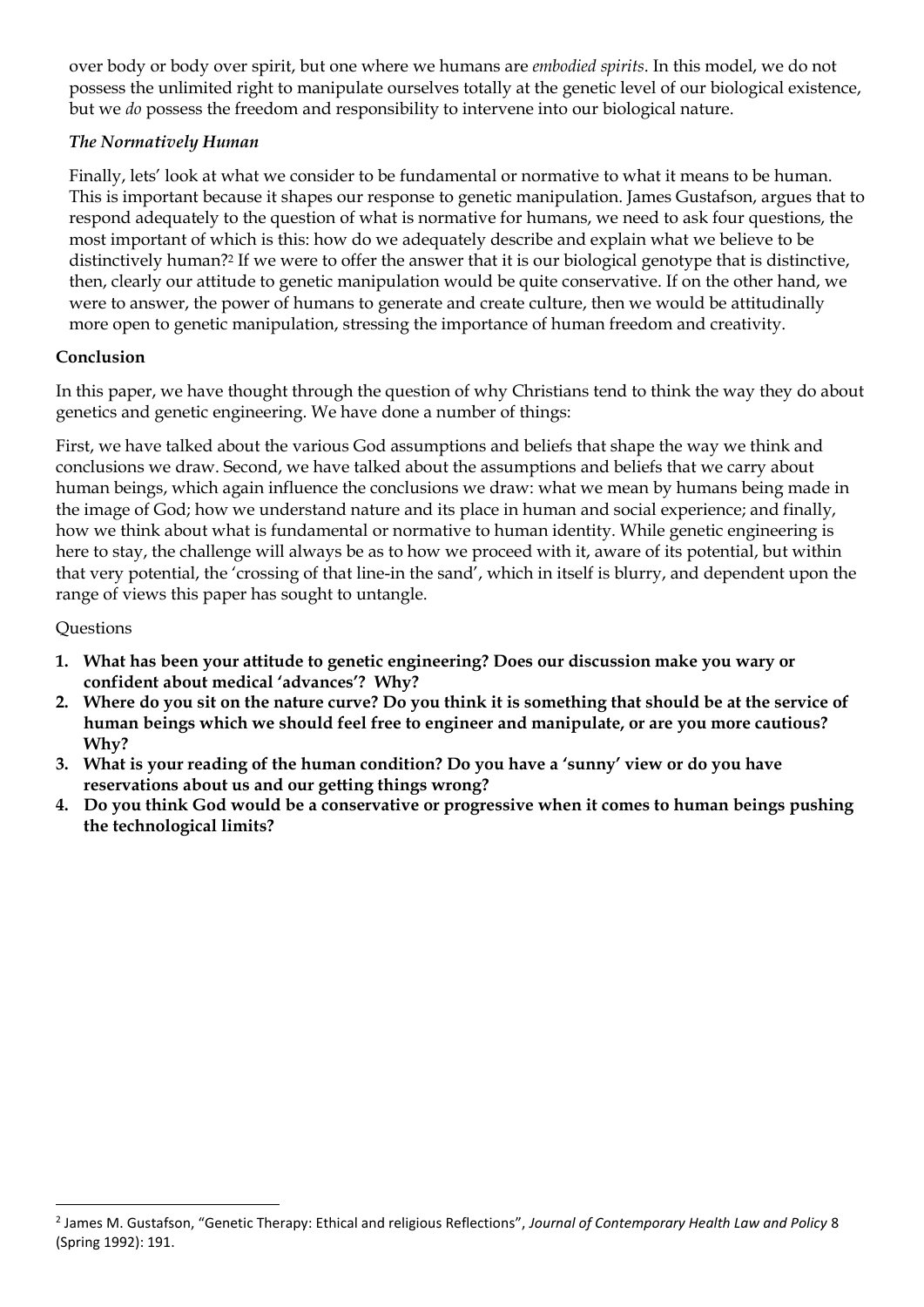over body or body over spirit, but one where we humans are *embodied spirits*. In this model, we do not possess the unlimited right to manipulate ourselves totally at the genetic level of our biological existence, but we *do* possess the freedom and responsibility to intervene into our biological nature.

### *The Normatively Human*

Finally, lets' look at what we consider to be fundamental or normative to what it means to be human. This is important because it shapes our response to genetic manipulation. James Gustafson, argues that to respond adequately to the question of what is normative for humans, we need to ask four questions, the most important of which is this: how do we adequately describe and explain what we believe to be distinctively human?[2] If we were to offer the answer that it is our biological genotype that is distinctive, then, clearly our attitude to genetic manipulation would be quite conservative. If on the other hand, we were to answer, the power of humans to generate and create culture, then we would be attitudinally more open to genetic manipulation, stressing the importance of human freedom and creativity.

## Conclusion

In this paper, we have thought through the question of why Christians tend to think the way they do about genetics and genetic engineering. We have done a number of things:

First, we have talked about the various God assumptions and beliefs that shape the way we think and conclusions we draw. Second, we have talked about the assumptions and beliefs that we carry about human beings, which again influence the conclusions we draw: what we mean by humans being made in the image of God; how we understand nature and its place in human and social experience; and finally, how we think about what is fundamental or normative to human identity. While genetic engineering is here to stay, the challenge will always be as to how we proceed with it, aware of its potential, but within that very potential, the 'crossing of that line-in the sand', which in itself is blurry, and dependent upon the range of views this paper has sought to untangle.

Questions

1. **What has been your attitude to genetic engineering? Does our discussion make you wary or confident about medical 'advances'? Why?**
2. **Where do you sit on the nature curve? Do you think it is something that should be at the service of human beings which we should feel free to engineer and manipulate, or are you more cautious? Why?**
3. **What is your reading of the human condition? Do you have a 'sunny' view or do you have reservations about us and our getting things wrong?**
4. **Do you think God would be a conservative or progressive when it comes to human beings pushing the technological limits?**

---

[2] James M. Gustafson, "Genetic Therapy: Ethical and religious Reflections", *Journal of Contemporary Health Law and Policy* 8 (Spring 1992): 191.